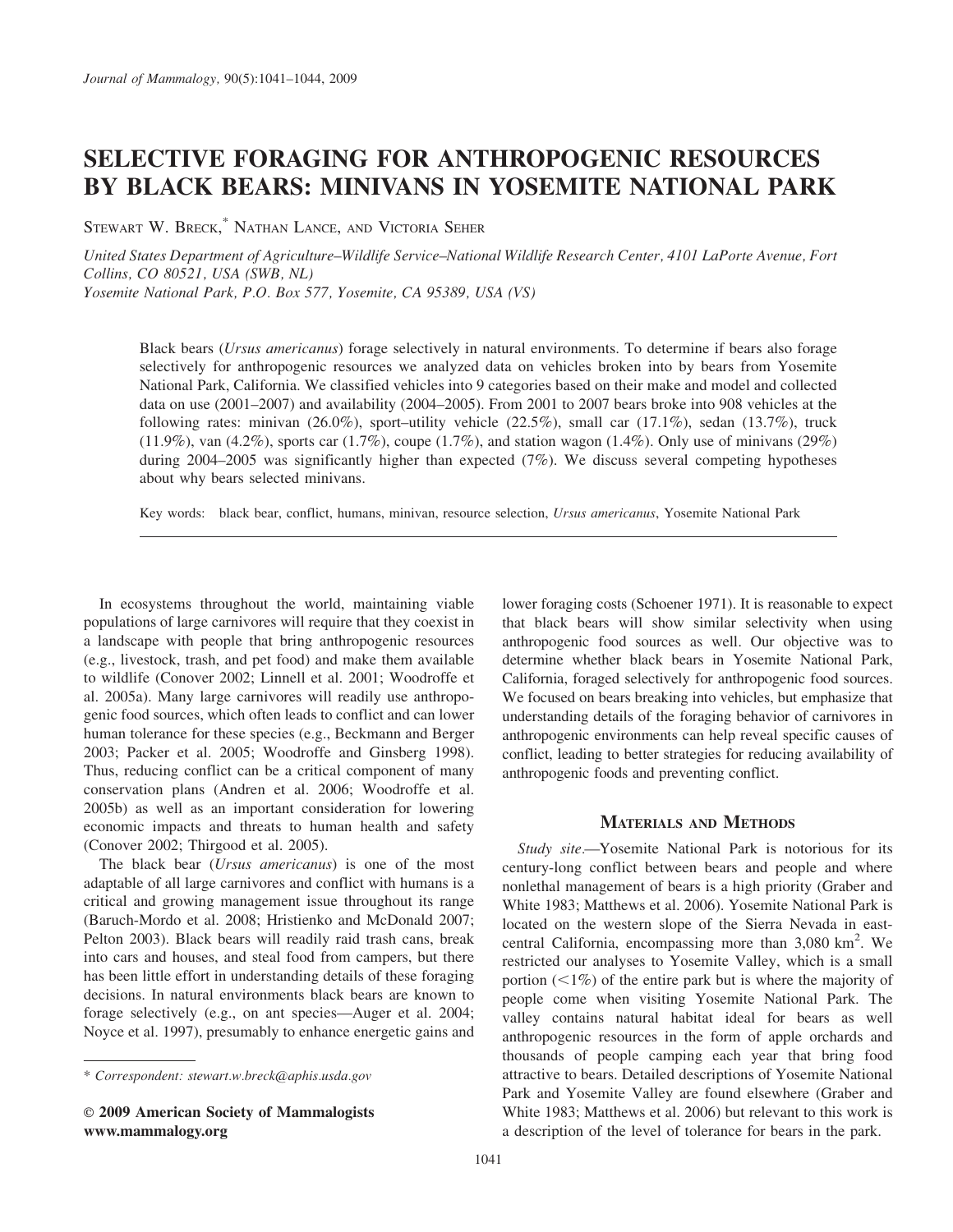# SELECTIVE FORAGING FOR ANTHROPOGENIC RESOURCES BY BLACK BEARS: MINIVANS IN YOSEMITE NATIONAL PARK

STEWART W. BRECK,* NATHAN LANCE, AND VICTORIA SEHER

*United States Department of Agriculture–Wildlife Service–National Wildlife Research Center, 4101 LaPorte Avenue, Fort Collins, CO 80521, USA (SWB, NL)*
*Yosemite National Park, P.O. Box 577, Yosemite, CA 95389, USA (VS)*

Black bears (*Ursus americanus*) forage selectively in natural environments. To determine if bears also forage selectively for anthropogenic resources we analyzed data on vehicles broken into by bears from Yosemite National Park, California. We classified vehicles into 9 categories based on their make and model and collected data on use (2001–2007) and availability (2004–2005). From 2001 to 2007 bears broke into 908 vehicles at the following rates: minivan (26.0%), sport–utility vehicle (22.5%), small car (17.1%), sedan (13.7%), truck (11.9%), van (4.2%), sports car (1.7%), coupe (1.7%), and station wagon (1.4%). Only use of minivans (29%) during 2004–2005 was significantly higher than expected (7%). We discuss several competing hypotheses about why bears selected minivans.

Key words: black bear, conflict, humans, minivan, resource selection, *Ursus americanus*, Yosemite National Park

In ecosystems throughout the world, maintaining viable populations of large carnivores will require that they coexist in a landscape with people that bring anthropogenic resources (e.g., livestock, trash, and pet food) and make them available to wildlife (Conover 2002; Linnell et al. 2001; Woodroffe et al. 2005a). Many large carnivores will readily use anthropogenic food sources, which often leads to conflict and can lower human tolerance for these species (e.g., Beckmann and Berger 2003; Packer et al. 2005; Woodroffe and Ginsberg 1998). Thus, reducing conflict can be a critical component of many conservation plans (Andren et al. 2006; Woodroffe et al. 2005b) as well as an important consideration for lowering economic impacts and threats to human health and safety (Conover 2002; Thirgood et al. 2005).

The black bear (*Ursus americanus*) is one of the most adaptable of all large carnivores and conflict with humans is a critical and growing management issue throughout its range (Baruch-Mordo et al. 2008; Hristienko and McDonald 2007; Pelton 2003). Black bears will readily raid trash cans, break into cars and houses, and steal food from campers, but there has been little effort in understanding details of these foraging decisions. In natural environments black bears are known to forage selectively (e.g., on ant species—Auger et al. 2004; Noyce et al. 1997), presumably to enhance energetic gains and lower foraging costs (Schoener 1971). It is reasonable to expect that black bears will show similar selectivity when using anthropogenic food sources as well. Our objective was to determine whether black bears in Yosemite National Park, California, foraged selectively for anthropogenic food sources. We focused on bears breaking into vehicles, but emphasize that understanding details of the foraging behavior of carnivores in anthropogenic environments can help reveal specific causes of conflict, leading to better strategies for reducing availability of anthropogenic foods and preventing conflict.

## MATERIALS AND METHODS

*Study site.*—Yosemite National Park is notorious for its century-long conflict between bears and people and where nonlethal management of bears is a high priority (Graber and White 1983; Matthews et al. 2006). Yosemite National Park is located on the western slope of the Sierra Nevada in east-central California, encompassing more than 3,080 km$^2$. We restricted our analyses to Yosemite Valley, which is a small portion (<1%) of the entire park but is where the majority of people come when visiting Yosemite National Park. The valley contains natural habitat ideal for bears as well anthropogenic resources in the form of apple orchards and thousands of people camping each year that bring food attractive to bears. Detailed descriptions of Yosemite National Park and Yosemite Valley are found elsewhere (Graber and White 1983; Matthews et al. 2006) but relevant to this work is a description of the level of tolerance for bears in the park.

* Correspondent: stewart.w.breck@aphis.usda.gov

© 2009 American Society of Mammalogists
www.mammalogy.org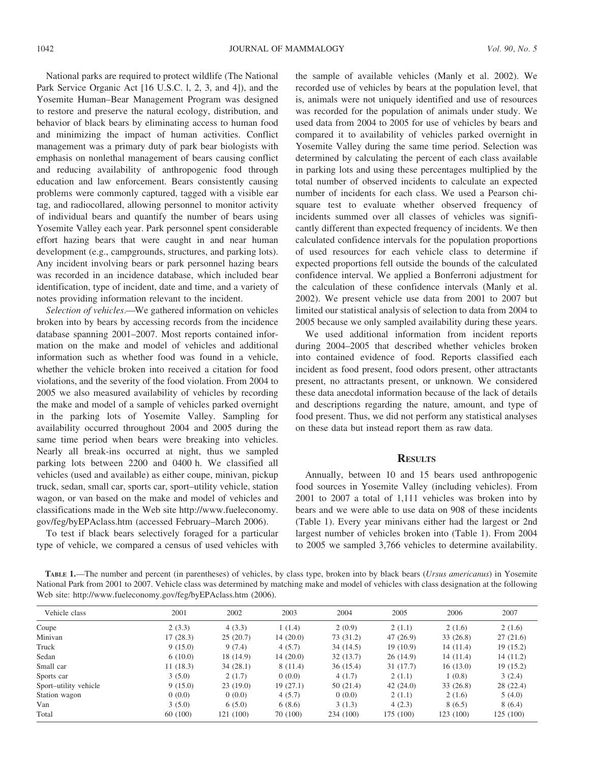National parks are required to protect wildlife (The National Park Service Organic Act [16 U.S.C. l, 2, 3, and 4]), and the Yosemite Human–Bear Management Program was designed to restore and preserve the natural ecology, distribution, and behavior of black bears by eliminating access to human food and minimizing the impact of human activities. Conflict management was a primary duty of park bear biologists with emphasis on nonlethal management of bears causing conflict and reducing availability of anthropogenic food through education and law enforcement. Bears consistently causing problems were commonly captured, tagged with a visible ear tag, and radiocollared, allowing personnel to monitor activity of individual bears and quantify the number of bears using Yosemite Valley each year. Park personnel spent considerable effort hazing bears that were caught in and near human development (e.g., campgrounds, structures, and parking lots). Any incident involving bears or park personnel hazing bears was recorded in an incidence database, which included bear identification, type of incident, date and time, and a variety of notes providing information relevant to the incident.

*Selection of vehicles.*—We gathered information on vehicles broken into by bears by accessing records from the incidence database spanning 2001–2007. Most reports contained information on the make and model of vehicles and additional information such as whether food was found in a vehicle, whether the vehicle broken into received a citation for food violations, and the severity of the food violation. From 2004 to 2005 we also measured availability of vehicles by recording the make and model of a sample of vehicles parked overnight in the parking lots of Yosemite Valley. Sampling for availability occurred throughout 2004 and 2005 during the same time period when bears were breaking into vehicles. Nearly all break-ins occurred at night, thus we sampled parking lots between 2200 and 0400 h. We classified all vehicles (used and available) as either coupe, minivan, pickup truck, sedan, small car, sports car, sport–utility vehicle, station wagon, or van based on the make and model of vehicles and classifications made in the Web site http://www.fueleconomy.gov/feg/byEPAclass.htm (accessed February–March 2006).

To test if black bears selectively foraged for a particular type of vehicle, we compared a census of used vehicles with the sample of available vehicles (Manly et al. 2002). We recorded use of vehicles by bears at the population level, that is, animals were not uniquely identified and use of resources was recorded for the population of animals under study. We used data from 2004 to 2005 for use of vehicles by bears and compared it to availability of vehicles parked overnight in Yosemite Valley during the same time period. Selection was determined by calculating the percent of each class available in parking lots and using these percentages multiplied by the total number of observed incidents to calculate an expected number of incidents for each class. We used a Pearson chi-square test to evaluate whether observed frequency of incidents summed over all classes of vehicles was significantly different than expected frequency of incidents. We then calculated confidence intervals for the population proportions of used resources for each vehicle class to determine if expected proportions fell outside the bounds of the calculated confidence interval. We applied a Bonferroni adjustment for the calculation of these confidence intervals (Manly et al. 2002). We present vehicle use data from 2001 to 2007 but limited our statistical analysis of selection to data from 2004 to 2005 because we only sampled availability during these years.

We used additional information from incident reports during 2004–2005 that described whether vehicles broken into contained evidence of food. Reports classified each incident as food present, food odors present, other attractants present, no attractants present, or unknown. We considered these data anecdotal information because of the lack of details and descriptions regarding the nature, amount, and type of food present. Thus, we did not perform any statistical analyses on these data but instead report them as raw data.

## Results

Annually, between 10 and 15 bears used anthropogenic food sources in Yosemite Valley (including vehicles). From 2001 to 2007 a total of 1,111 vehicles was broken into by bears and we were able to use data on 908 of these incidents (Table 1). Every year minivans either had the largest or 2nd largest number of vehicles broken into (Table 1). From 2004 to 2005 we sampled 3,766 vehicles to determine availability.

**Table 1.**—The number and percent (in parentheses) of vehicles, by class type, broken into by black bears (*Ursus americanus*) in Yosemite National Park from 2001 to 2007. Vehicle class was determined by matching make and model of vehicles with class designation at the following Web site: http://www.fueleconomy.gov/feg/byEPAclass.htm (2006).

| Vehicle class | 2001 | 2002 | 2003 | 2004 | 2005 | 2006 | 2007 |
|---|---|---|---|---|---|---|---|
| Coupe | 2 (3.3) | 4 (3.3) | 1 (1.4) | 2 (0.9) | 2 (1.1) | 2 (1.6) | 2 (1.6) |
| Minivan | 17 (28.3) | 25 (20.7) | 14 (20.0) | 73 (31.2) | 47 (26.9) | 33 (26.8) | 27 (21.6) |
| Truck | 9 (15.0) | 9 (7.4) | 4 (5.7) | 34 (14.5) | 19 (10.9) | 14 (11.4) | 19 (15.2) |
| Sedan | 6 (10.0) | 18 (14.9) | 14 (20.0) | 32 (13.7) | 26 (14.9) | 14 (11.4) | 14 (11.2) |
| Small car | 11 (18.3) | 34 (28.1) | 8 (11.4) | 36 (15.4) | 31 (17.7) | 16 (13.0) | 19 (15.2) |
| Sports car | 3 (5.0) | 2 (1.7) | 0 (0.0) | 4 (1.7) | 2 (1.1) | 1 (0.8) | 3 (2.4) |
| Sport–utility vehicle | 9 (15.0) | 23 (19.0) | 19 (27.1) | 50 (21.4) | 42 (24.0) | 33 (26.8) | 28 (22.4) |
| Station wagon | 0 (0.0) | 0 (0.0) | 4 (5.7) | 0 (0.0) | 2 (1.1) | 2 (1.6) | 5 (4.0) |
| Van | 3 (5.0) | 6 (5.0) | 6 (8.6) | 3 (1.3) | 4 (2.3) | 8 (6.5) | 8 (6.4) |
| Total | 60 (100) | 121 (100) | 70 (100) | 234 (100) | 175 (100) | 123 (100) | 125 (100) |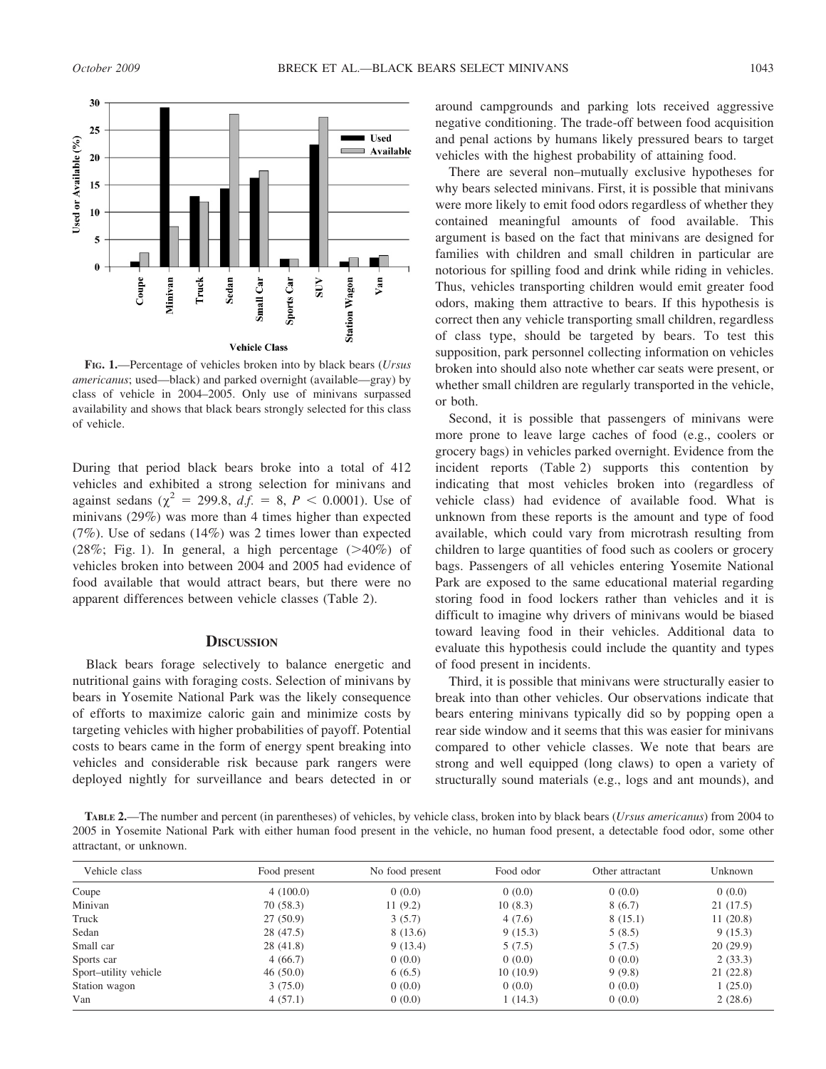**FIG. 1.**—Percentage of vehicles broken into by black bears (*Ursus americanus*; used—black) and parked overnight (available—gray) by class of vehicle in 2004–2005. Only use of minivans surpassed availability and shows that black bears strongly selected for this class of vehicle.

During that period black bears broke into a total of 412 vehicles and exhibited a strong selection for minivans and against sedans ($\chi^2 = 299.8$, $d.f. = 8$, $P < 0.0001$). Use of minivans (29%) was more than 4 times higher than expected (7%). Use of sedans (14%) was 2 times lower than expected (28%; Fig. 1). In general, a high percentage (>40%) of vehicles broken into between 2004 and 2005 had evidence of food available that would attract bears, but there were no apparent differences between vehicle classes (Table 2).

## DISCUSSION

Black bears forage selectively to balance energetic and nutritional gains with foraging costs. Selection of minivans by bears in Yosemite National Park was the likely consequence of efforts to maximize caloric gain and minimize costs by targeting vehicles with higher probabilities of payoff. Potential costs to bears came in the form of energy spent breaking into vehicles and considerable risk because park rangers were deployed nightly for surveillance and bears detected in or around campgrounds and parking lots received aggressive negative conditioning. The trade-off between food acquisition and penal actions by humans likely pressured bears to target vehicles with the highest probability of attaining food.

There are several non–mutually exclusive hypotheses for why bears selected minivans. First, it is possible that minivans were more likely to emit food odors regardless of whether they contained meaningful amounts of food available. This argument is based on the fact that minivans are designed for families with children and small children in particular are notorious for spilling food and drink while riding in vehicles. Thus, vehicles transporting children would emit greater food odors, making them attractive to bears. If this hypothesis is correct then any vehicle transporting small children, regardless of class type, should be targeted by bears. To test this supposition, park personnel collecting information on vehicles broken into should also note whether car seats were present, or whether small children are regularly transported in the vehicle, or both.

Second, it is possible that passengers of minivans were more prone to leave large caches of food (e.g., coolers or grocery bags) in vehicles parked overnight. Evidence from the incident reports (Table 2) supports this contention by indicating that most vehicles broken into (regardless of vehicle class) had evidence of available food. What is unknown from these reports is the amount and type of food available, which could vary from microtrash resulting from children to large quantities of food such as coolers or grocery bags. Passengers of all vehicles entering Yosemite National Park are exposed to the same educational material regarding storing food in food lockers rather than vehicles and it is difficult to imagine why drivers of minivans would be biased toward leaving food in their vehicles. Additional data to evaluate this hypothesis could include the quantity and types of food present in incidents.

Third, it is possible that minivans were structurally easier to break into than other vehicles. Our observations indicate that bears entering minivans typically did so by popping open a rear side window and it seems that this was easier for minivans compared to other vehicle classes. We note that bears are strong and well equipped (long claws) to open a variety of structurally sound materials (e.g., logs and ant mounds), and

**TABLE 2.**—The number and percent (in parentheses) of vehicles, by vehicle class, broken into by black bears (*Ursus americanus*) from 2004 to 2005 in Yosemite National Park with either human food present in the vehicle, no human food present, a detectable food odor, some other attractant, or unknown.

| Vehicle class | Food present | No food present | Food odor | Other attractant | Unknown |
|---|---|---|---|---|---|
| Coupe | 4 (100.0) | 0 (0.0) | 0 (0.0) | 0 (0.0) | 0 (0.0) |
| Minivan | 70 (58.3) | 11 (9.2) | 10 (8.3) | 8 (6.7) | 21 (17.5) |
| Truck | 27 (50.9) | 3 (5.7) | 4 (7.6) | 8 (15.1) | 11 (20.8) |
| Sedan | 28 (47.5) | 8 (13.6) | 9 (15.3) | 5 (8.5) | 9 (15.3) |
| Small car | 28 (41.8) | 9 (13.4) | 5 (7.5) | 5 (7.5) | 20 (29.9) |
| Sports car | 4 (66.7) | 0 (0.0) | 0 (0.0) | 0 (0.0) | 2 (33.3) |
| Sport–utility vehicle | 46 (50.0) | 6 (6.5) | 10 (10.9) | 9 (9.8) | 21 (22.8) |
| Station wagon | 3 (75.0) | 0 (0.0) | 0 (0.0) | 0 (0.0) | 1 (25.0) |
| Van | 4 (57.1) | 0 (0.0) | 1 (14.3) | 0 (0.0) | 2 (28.6) |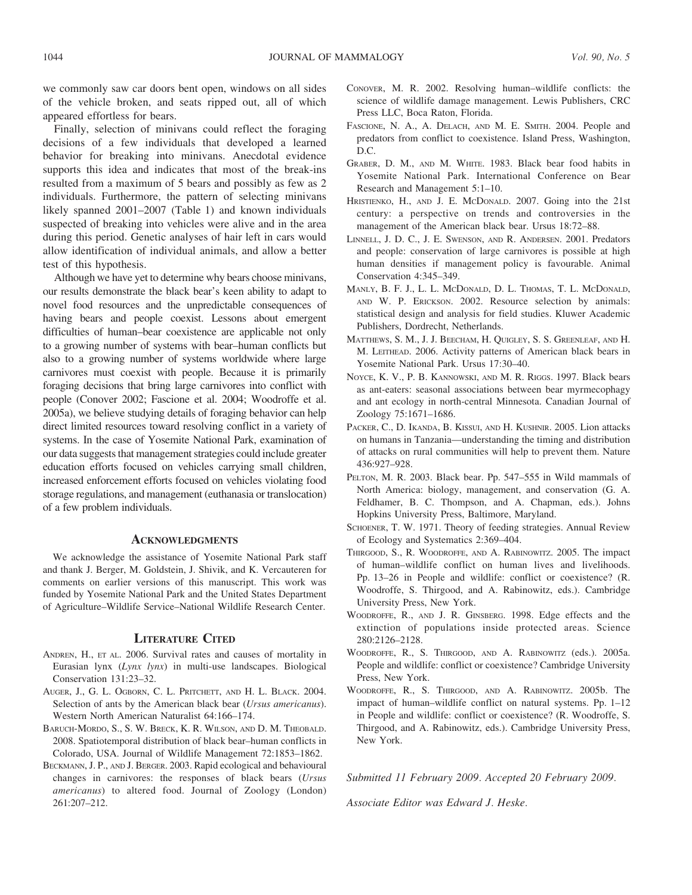we commonly saw car doors bent open, windows on all sides of the vehicle broken, and seats ripped out, all of which appeared effortless for bears.

Finally, selection of minivans could reflect the foraging decisions of a few individuals that developed a learned behavior for breaking into minivans. Anecdotal evidence supports this idea and indicates that most of the break-ins resulted from a maximum of 5 bears and possibly as few as 2 individuals. Furthermore, the pattern of selecting minivans likely spanned 2001–2007 (Table 1) and known individuals suspected of breaking into vehicles were alive and in the area during this period. Genetic analyses of hair left in cars would allow identification of individual animals, and allow a better test of this hypothesis.

Although we have yet to determine why bears choose minivans, our results demonstrate the black bear's keen ability to adapt to novel food resources and the unpredictable consequences of having bears and people coexist. Lessons about emergent difficulties of human–bear coexistence are applicable not only to a growing number of systems with bear–human conflicts but also to a growing number of systems worldwide where large carnivores must coexist with people. Because it is primarily foraging decisions that bring large carnivores into conflict with people (Conover 2002; Fascione et al. 2004; Woodroffe et al. 2005a), we believe studying details of foraging behavior can help direct limited resources toward resolving conflict in a variety of systems. In the case of Yosemite National Park, examination of our data suggests that management strategies could include greater education efforts focused on vehicles carrying small children, increased enforcement efforts focused on vehicles violating food storage regulations, and management (euthanasia or translocation) of a few problem individuals.

## Acknowledgments

We acknowledge the assistance of Yosemite National Park staff and thank J. Berger, M. Goldstein, J. Shivik, and K. Vercauteren for comments on earlier versions of this manuscript. This work was funded by Yosemite National Park and the United States Department of Agriculture–Wildlife Service–National Wildlife Research Center.

## Literature Cited

Andren, H., et al. 2006. Survival rates and causes of mortality in Eurasian lynx (*Lynx lynx*) in multi-use landscapes. Biological Conservation 131:23–32.

Auger, J., G. L. Ogborn, C. L. Pritchett, and H. L. Black. 2004. Selection of ants by the American black bear (*Ursus americanus*). Western North American Naturalist 64:166–174.

Baruch-Mordo, S., S. W. Breck, K. R. Wilson, and D. M. Theobald. 2008. Spatiotemporal distribution of black bear–human conflicts in Colorado, USA. Journal of Wildlife Management 72:1853–1862.

Beckmann, J. P., and J. Berger. 2003. Rapid ecological and behavioural changes in carnivores: the responses of black bears (*Ursus americanus*) to altered food. Journal of Zoology (London) 261:207–212.

Conover, M. R. 2002. Resolving human–wildlife conflicts: the science of wildlife damage management. Lewis Publishers, CRC Press LLC, Boca Raton, Florida.

Fascione, N. A., A. Delach, and M. E. Smith. 2004. People and predators from conflict to coexistence. Island Press, Washington, D.C.

Graber, D. M., and M. White. 1983. Black bear food habits in Yosemite National Park. International Conference on Bear Research and Management 5:1–10.

Hristienko, H., and J. E. McDonald. 2007. Going into the 21st century: a perspective on trends and controversies in the management of the American black bear. Ursus 18:72–88.

Linnell, J. D. C., J. E. Swenson, and R. Andersen. 2001. Predators and people: conservation of large carnivores is possible at high human densities if management policy is favourable. Animal Conservation 4:345–349.

Manly, B. F. J., L. L. McDonald, D. L. Thomas, T. L. McDonald, and W. P. Erickson. 2002. Resource selection by animals: statistical design and analysis for field studies. Kluwer Academic Publishers, Dordrecht, Netherlands.

Matthews, S. M., J. J. Beecham, H. Quigley, S. S. Greenleaf, and H. M. Leithead. 2006. Activity patterns of American black bears in Yosemite National Park. Ursus 17:30–40.

Noyce, K. V., P. B. Kannowski, and M. R. Riggs. 1997. Black bears as ant-eaters: seasonal associations between bear myrmecophagy and ant ecology in north-central Minnesota. Canadian Journal of Zoology 75:1671–1686.

Packer, C., D. Ikanda, B. Kissui, and H. Kushnir. 2005. Lion attacks on humans in Tanzania—understanding the timing and distribution of attacks on rural communities will help to prevent them. Nature 436:927–928.

Pelton, M. R. 2003. Black bear. Pp. 547–555 in Wild mammals of North America: biology, management, and conservation (G. A. Feldhamer, B. C. Thompson, and A. Chapman, eds.). Johns Hopkins University Press, Baltimore, Maryland.

Schoener, T. W. 1971. Theory of feeding strategies. Annual Review of Ecology and Systematics 2:369–404.

Thirgood, S., R. Woodroffe, and A. Rabinowitz. 2005. The impact of human–wildlife conflict on human lives and livelihoods. Pp. 13–26 in People and wildlife: conflict or coexistence? (R. Woodroffe, S. Thirgood, and A. Rabinowitz, eds.). Cambridge University Press, New York.

Woodroffe, R., and J. R. Ginsberg. 1998. Edge effects and the extinction of populations inside protected areas. Science 280:2126–2128.

Woodroffe, R., S. Thirgood, and A. Rabinowitz (eds.). 2005a. People and wildlife: conflict or coexistence? Cambridge University Press, New York.

Woodroffe, R., S. Thirgood, and A. Rabinowitz. 2005b. The impact of human–wildlife conflict on natural systems. Pp. 1–12 in People and wildlife: conflict or coexistence? (R. Woodroffe, S. Thirgood, and A. Rabinowitz, eds.). Cambridge University Press, New York.

*Submitted 11 February 2009. Accepted 20 February 2009.*

*Associate Editor was Edward J. Heske.*